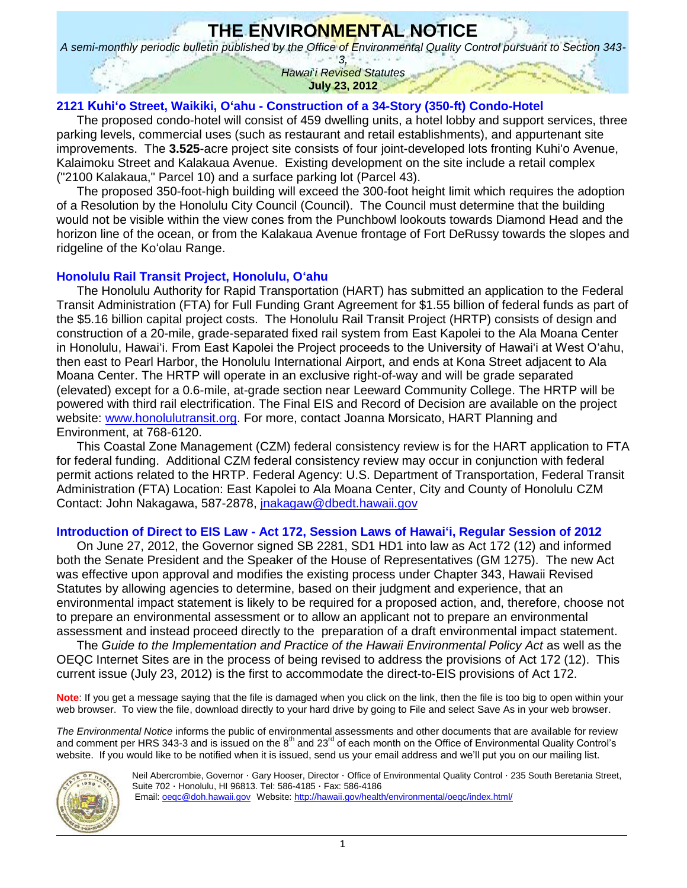# THE ENVIRONMENTAL NOTICE

*A semi-monthly periodic bulletin published by the Office of Environmental Quality Control pursuant to Section 343-3, Hawai'i Revised Statutes*

**July 23, 2012**

## 2121 Kuhi'o Street, Waikiki, O'ahu - Construction of a 34-Story (350-ft) Condo-Hotel

The proposed condo-hotel will consist of 459 dwelling units, a hotel lobby and support services, three parking levels, commercial uses (such as restaurant and retail establishments), and appurtenant site improvements. The **3.525**-acre project site consists of four joint-developed lots fronting Kuhi'o Avenue, Kalaimoku Street and Kalakaua Avenue. Existing development on the site include a retail complex ("2100 Kalakaua," Parcel 10) and a surface parking lot (Parcel 43).

The proposed 350-foot-high building will exceed the 300-foot height limit which requires the adoption of a Resolution by the Honolulu City Council (Council). The Council must determine that the building would not be visible within the view cones from the Punchbowl lookouts towards Diamond Head and the horizon line of the ocean, or from the Kalakaua Avenue frontage of Fort DeRussy towards the slopes and ridgeline of the Ko'olau Range.

## Honolulu Rail Transit Project, Honolulu, O'ahu

The Honolulu Authority for Rapid Transportation (HART) has submitted an application to the Federal Transit Administration (FTA) for Full Funding Grant Agreement for $1.55 billion of federal funds as part of the $5.16 billion capital project costs. The Honolulu Rail Transit Project (HRTP) consists of design and construction of a 20-mile, grade-separated fixed rail system from East Kapolei to the Ala Moana Center in Honolulu, Hawai'i. From East Kapolei the Project proceeds to the University of Hawai'i at West O'ahu, then east to Pearl Harbor, the Honolulu International Airport, and ends at Kona Street adjacent to Ala Moana Center. The HRTP will operate in an exclusive right-of-way and will be grade separated (elevated) except for a 0.6-mile, at-grade section near Leeward Community College. The HRTP will be powered with third rail electrification. The Final EIS and Record of Decision are available on the project website: www.honolulutransit.org. For more, contact Joanna Morsicato, HART Planning and Environment, at 768-6120.

This Coastal Zone Management (CZM) federal consistency review is for the HART application to FTA for federal funding. Additional CZM federal consistency review may occur in conjunction with federal permit actions related to the HRTP. Federal Agency: U.S. Department of Transportation, Federal Transit Administration (FTA) Location: East Kapolei to Ala Moana Center, City and County of Honolulu CZM Contact: John Nakagawa, 587-2878, jnakagaw@dbedt.hawaii.gov

## Introduction of Direct to EIS Law - Act 172, Session Laws of Hawai'i, Regular Session of 2012

On June 27, 2012, the Governor signed SB 2281, SD1 HD1 into law as Act 172 (12) and informed both the Senate President and the Speaker of the House of Representatives (GM 1275). The new Act was effective upon approval and modifies the existing process under Chapter 343, Hawaii Revised Statutes by allowing agencies to determine, based on their judgment and experience, that an environmental impact statement is likely to be required for a proposed action, and, therefore, choose not to prepare an environmental assessment or to allow an applicant not to prepare an environmental assessment and instead proceed directly to the preparation of a draft environmental impact statement.

The *Guide to the Implementation and Practice of the Hawaii Environmental Policy Act* as well as the OEQC Internet Sites are in the process of being revised to address the provisions of Act 172 (12). This current issue (July 23, 2012) is the first to accommodate the direct-to-EIS provisions of Act 172.

**Note**: If you get a message saying that the file is damaged when you click on the link, then the file is too big to open within your web browser. To view the file, download directly to your hard drive by going to File and select Save As in your web browser.

*The Environmental Notice* informs the public of environmental assessments and other documents that are available for review and comment per HRS 343-3 and is issued on the 8th and 23rd of each month on the Office of Environmental Quality Control's website. If you would like to be notified when it is issued, send us your email address and we'll put you on our mailing list.

Neil Abercrombie, Governor · Gary Hooser, Director · Office of Environmental Quality Control · 235 South Beretania Street, Suite 702 · Honolulu, HI 96813. Tel: 586-4185 · Fax: 586-4186
Email: oeqc@doh.hawaii.gov Website: http://hawaii.gov/health/environmental/oeqc/index.html/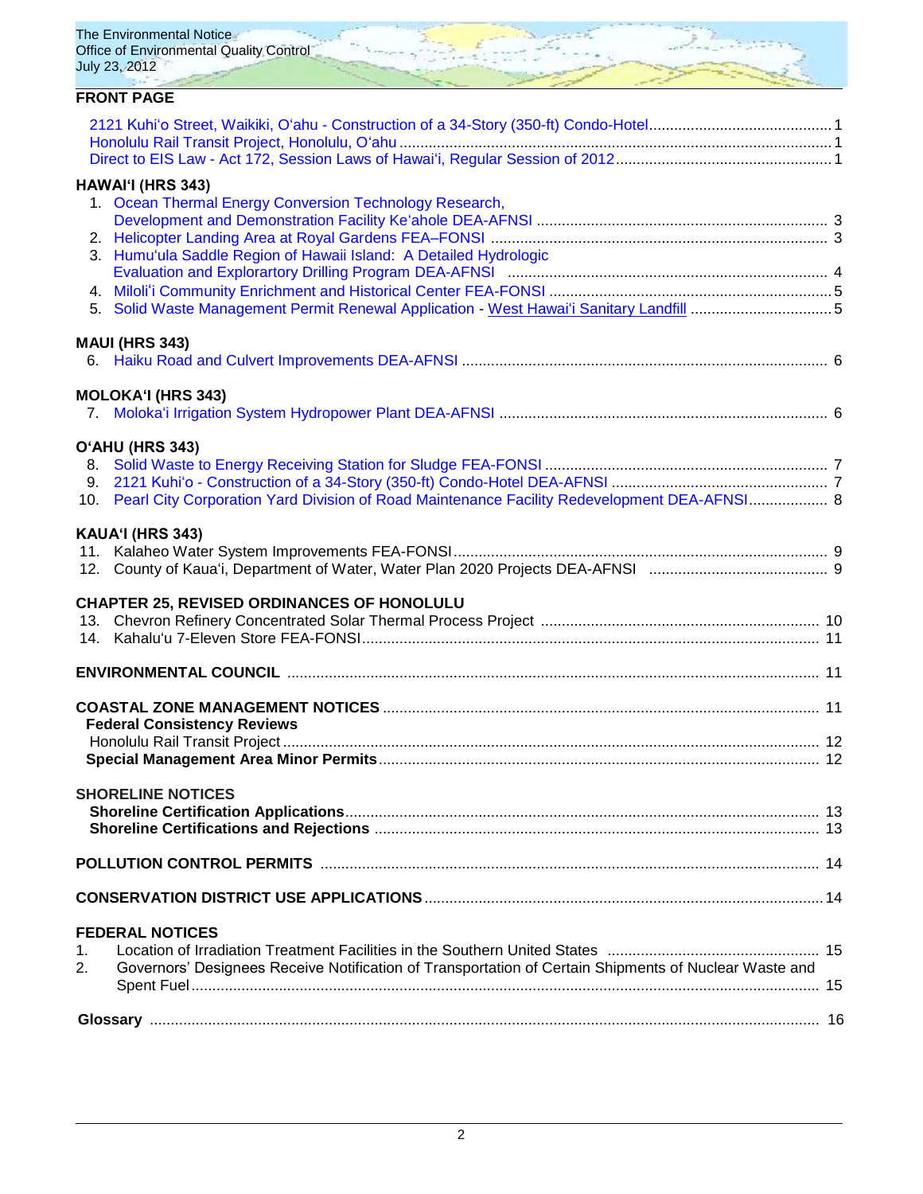## FRONT PAGE

- 2121 Kuhi'o Street, Waikiki, O'ahu - Construction of a 34-Story (350-ft) Condo-Hotel ............ 1
- Honolulu Rail Transit Project, Honolulu, O'ahu ............ 1
- Direct to EIS Law - Act 172, Session Laws of Hawai'i, Regular Session of 2012 ............ 1

## HAWAI'I (HRS 343)

1. Ocean Thermal Energy Conversion Technology Research, Development and Demonstration Facility Ke'ahole DEA-AFNSI ............ 3
2. Helicopter Landing Area at Royal Gardens FEA–FONSI ............ 3
3. Humu'ula Saddle Region of Hawaii Island: A Detailed Hydrologic Evaluation and Explorartory Drilling Program DEA-AFNSI ............ 4
4. Miloli'i Community Enrichment and Historical Center FEA-FONSI ............ 5
5. Solid Waste Management Permit Renewal Application - West Hawai'i Sanitary Landfill ............ 5

## MAUI (HRS 343)

6. Haiku Road and Culvert Improvements DEA-AFNSI ............ 6

## MOLOKA'I (HRS 343)

7. Moloka'i Irrigation System Hydropower Plant DEA-AFNSI ............ 6

## O'AHU (HRS 343)

8. Solid Waste to Energy Receiving Station for Sludge FEA-FONSI ............ 7
9. 2121 Kuhi'o - Construction of a 34-Story (350-ft) Condo-Hotel DEA-AFNSI ............ 7
10. Pearl City Corporation Yard Division of Road Maintenance Facility Redevelopment DEA-AFNSI ............ 8

## KAUA'I (HRS 343)

11. Kalaheo Water System Improvements FEA-FONSI ............ 9
12. County of Kaua'i, Department of Water, Water Plan 2020 Projects DEA-AFNSI ............ 9

## CHAPTER 25, REVISED ORDINANCES OF HONOLULU

13. Chevron Refinery Concentrated Solar Thermal Process Project ............ 10
14. Kahalu'u 7-Eleven Store FEA-FONSI ............ 11

## ENVIRONMENTAL COUNCIL ............ 11

## COASTAL ZONE MANAGEMENT NOTICES ............ 11

**Federal Consistency Reviews**

Honolulu Rail Transit Project ............ 12

**Special Management Area Minor Permits** ............ 12

## SHORELINE NOTICES

**Shoreline Certification Applications** ............ 13

**Shoreline Certifications and Rejections** ............ 13

## POLLUTION CONTROL PERMITS ............ 14

## CONSERVATION DISTRICT USE APPLICATIONS ............ 14

## FEDERAL NOTICES

1. Location of Irradiation Treatment Facilities in the Southern United States ............ 15
2. Governors' Designees Receive Notification of Transportation of Certain Shipments of Nuclear Waste and Spent Fuel ............ 15

## Glossary ............ 16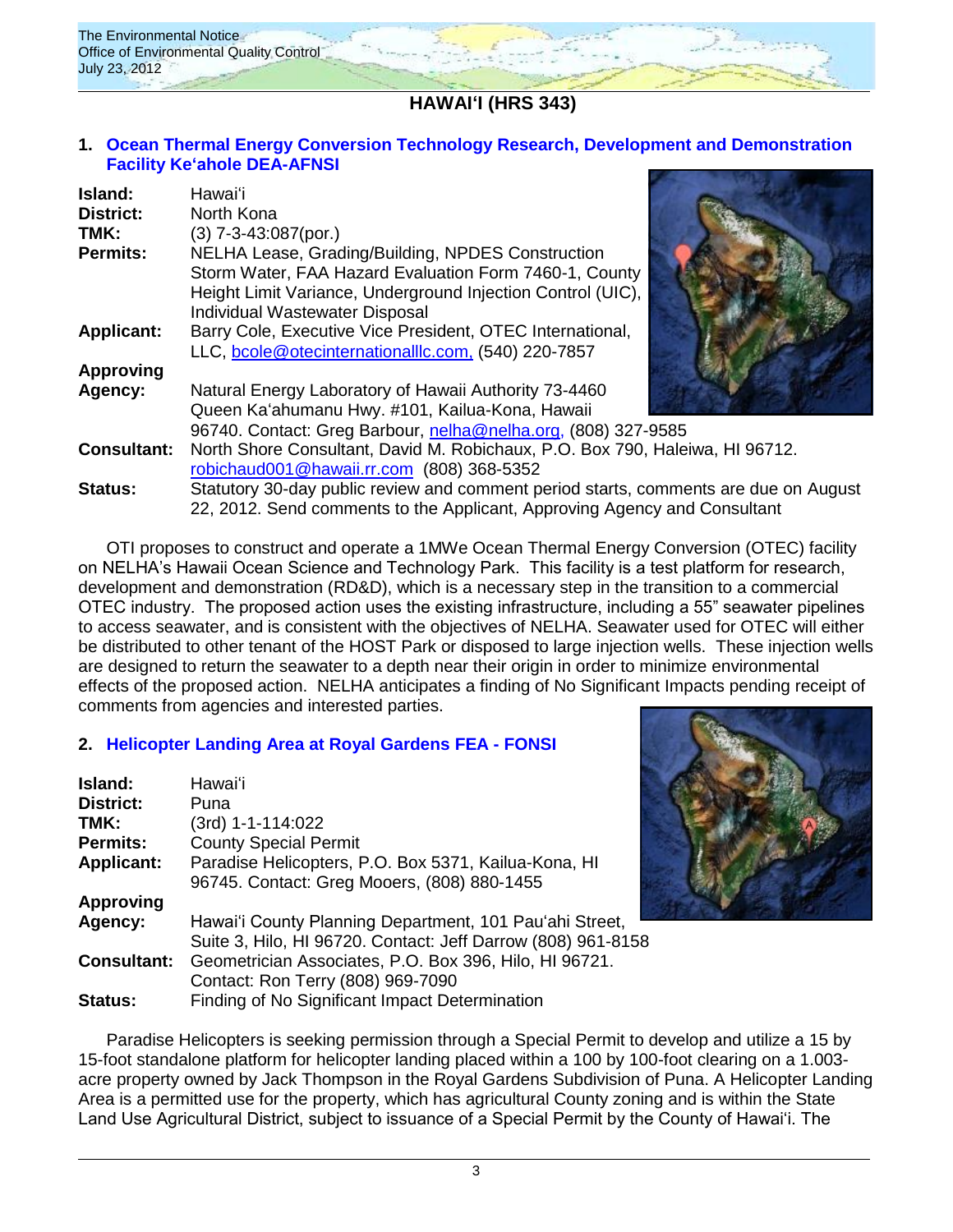## HAWAIʻI (HRS 343)

### 1. Ocean Thermal Energy Conversion Technology Research, Development and Demonstration Facility Keʻahole DEA-AFNSI

**Island:** Hawaiʻi
**District:** North Kona
**TMK:** (3) 7-3-43:087(por.)
**Permits:** NELHA Lease, Grading/Building, NPDES Construction Storm Water, FAA Hazard Evaluation Form 7460-1, County Height Limit Variance, Underground Injection Control (UIC), Individual Wastewater Disposal
**Applicant:** Barry Cole, Executive Vice President, OTEC International, LLC, bcole@otecinternationalllc.com, (540) 220-7857
**Approving Agency:** Natural Energy Laboratory of Hawaii Authority 73-4460 Queen Kaʻahumanu Hwy. #101, Kailua-Kona, Hawaii 96740. Contact: Greg Barbour, nelha@nelha.org, (808) 327-9585
**Consultant:** North Shore Consultant, David M. Robichaux, P.O. Box 790, Haleiwa, HI 96712. robichaud001@hawaii.rr.com (808) 368-5352
**Status:** Statutory 30-day public review and comment period starts, comments are due on August 22, 2012. Send comments to the Applicant, Approving Agency and Consultant

OTI proposes to construct and operate a 1MWe Ocean Thermal Energy Conversion (OTEC) facility on NELHA's Hawaii Ocean Science and Technology Park. This facility is a test platform for research, development and demonstration (RD&D), which is a necessary step in the transition to a commercial OTEC industry. The proposed action uses the existing infrastructure, including a 55" seawater pipelines to access seawater, and is consistent with the objectives of NELHA. Seawater used for OTEC will either be distributed to other tenant of the HOST Park or disposed to large injection wells. These injection wells are designed to return the seawater to a depth near their origin in order to minimize environmental effects of the proposed action. NELHA anticipates a finding of No Significant Impacts pending receipt of comments from agencies and interested parties.

### 2. Helicopter Landing Area at Royal Gardens FEA - FONSI

**Island:** Hawaiʻi
**District:** Puna
**TMK:** (3rd) 1-1-114:022
**Permits:** County Special Permit
**Applicant:** Paradise Helicopters, P.O. Box 5371, Kailua-Kona, HI 96745. Contact: Greg Mooers, (808) 880-1455
**Approving Agency:** Hawaiʻi County Planning Department, 101 Pauʻahi Street, Suite 3, Hilo, HI 96720. Contact: Jeff Darrow (808) 961-8158
**Consultant:** Geometrician Associates, P.O. Box 396, Hilo, HI 96721. Contact: Ron Terry (808) 969-7090
**Status:** Finding of No Significant Impact Determination

Paradise Helicopters is seeking permission through a Special Permit to develop and utilize a 15 by 15-foot standalone platform for helicopter landing placed within a 100 by 100-foot clearing on a 1.003-acre property owned by Jack Thompson in the Royal Gardens Subdivision of Puna. A Helicopter Landing Area is a permitted use for the property, which has agricultural County zoning and is within the State Land Use Agricultural District, subject to issuance of a Special Permit by the County of Hawaiʻi. The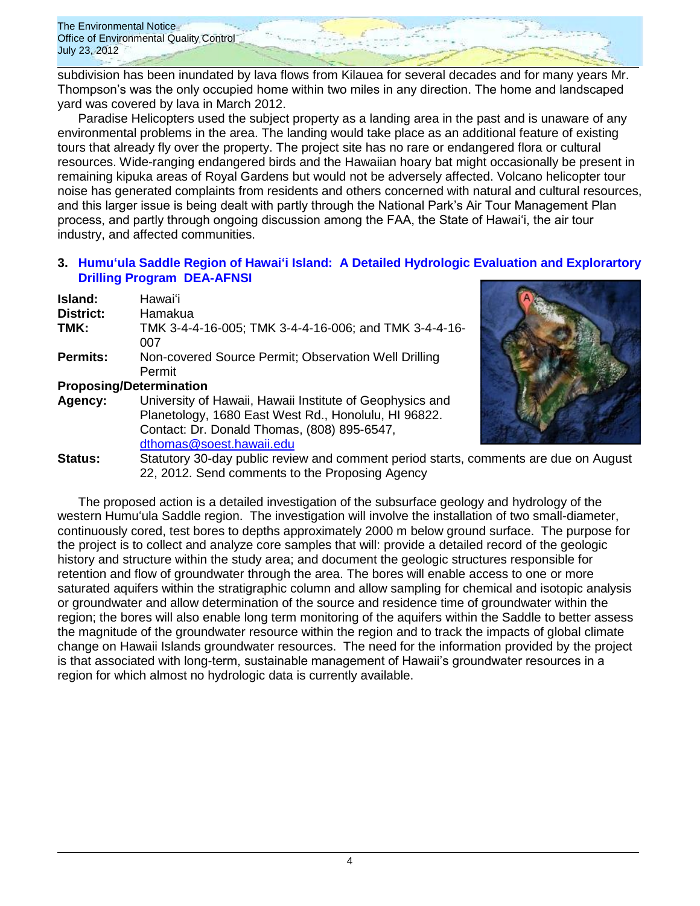subdivision has been inundated by lava flows from Kilauea for several decades and for many years Mr. Thompson's was the only occupied home within two miles in any direction. The home and landscaped yard was covered by lava in March 2012.

Paradise Helicopters used the subject property as a landing area in the past and is unaware of any environmental problems in the area. The landing would take place as an additional feature of existing tours that already fly over the property. The project site has no rare or endangered flora or cultural resources. Wide-ranging endangered birds and the Hawaiian hoary bat might occasionally be present in remaining kipuka areas of Royal Gardens but would not be adversely affected. Volcano helicopter tour noise has generated complaints from residents and others concerned with natural and cultural resources, and this larger issue is being dealt with partly through the National Park's Air Tour Management Plan process, and partly through ongoing discussion among the FAA, the State of Hawai'i, the air tour industry, and affected communities.

### 3. Humu'ula Saddle Region of Hawai'i Island: A Detailed Hydrologic Evaluation and Exploratory Drilling Program DEA-AFNSI

**Island:** Hawai'i
**District:** Hamakua
**TMK:** TMK 3-4-4-16-005; TMK 3-4-4-16-006; and TMK 3-4-4-16-007
**Permits:** Non-covered Source Permit; Observation Well Drilling Permit
**Proposing/Determination**
**Agency:** University of Hawaii, Hawaii Institute of Geophysics and Planetology, 1680 East West Rd., Honolulu, HI 96822. Contact: Dr. Donald Thomas, (808) 895-6547, dthomas@soest.hawaii.edu
**Status:** Statutory 30-day public review and comment period starts, comments are due on August 22, 2012. Send comments to the Proposing Agency

The proposed action is a detailed investigation of the subsurface geology and hydrology of the western Humu'ula Saddle region. The investigation will involve the installation of two small-diameter, continuously cored, test bores to depths approximately 2000 m below ground surface. The purpose for the project is to collect and analyze core samples that will: provide a detailed record of the geologic history and structure within the study area; and document the geologic structures responsible for retention and flow of groundwater through the area. The bores will enable access to one or more saturated aquifers within the stratigraphic column and allow sampling for chemical and isotopic analysis or groundwater and allow determination of the source and residence time of groundwater within the region; the bores will also enable long term monitoring of the aquifers within the Saddle to better assess the magnitude of the groundwater resource within the region and to track the impacts of global climate change on Hawaii Islands groundwater resources. The need for the information provided by the project is that associated with long-term, sustainable management of Hawaii's groundwater resources in a region for which almost no hydrologic data is currently available.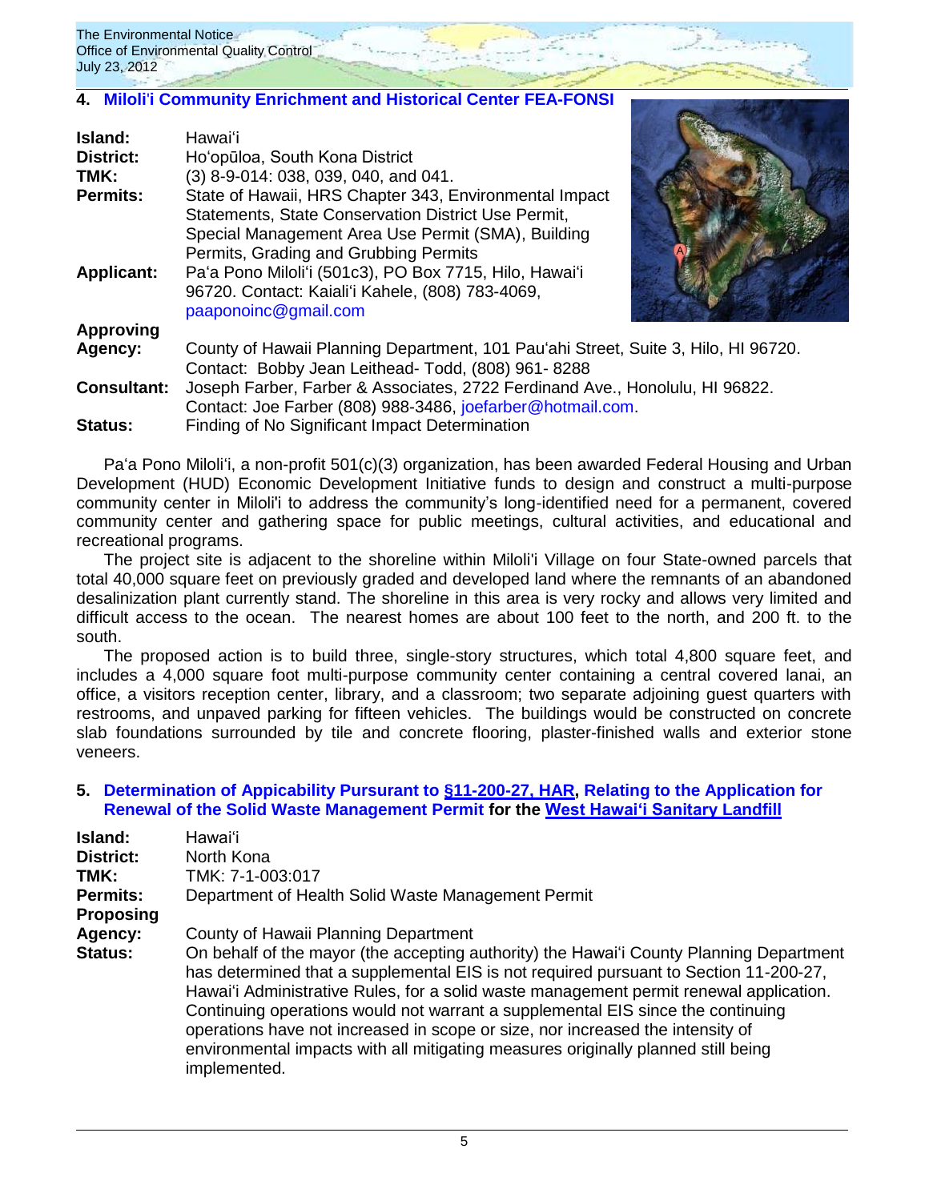## 4. Miloli'i Community Enrichment and Historical Center FEA-FONSI

**Island:** Hawaiʻi
**District:** Hoʻopūloa, South Kona District
**TMK:** (3) 8-9-014: 038, 039, 040, and 041.
**Permits:** State of Hawaii, HRS Chapter 343, Environmental Impact Statements, State Conservation District Use Permit, Special Management Area Use Permit (SMA), Building Permits, Grading and Grubbing Permits
**Applicant:** Paʻa Pono Miloliʻi (501c3), PO Box 7715, Hilo, Hawaiʻi 96720. Contact: Kaialiʻi Kahele, (808) 783-4069, paaponoinc@gmail.com
**Approving Agency:** County of Hawaii Planning Department, 101 Pauʻahi Street, Suite 3, Hilo, HI 96720. Contact: Bobby Jean Leithead- Todd, (808) 961- 8288
**Consultant:** Joseph Farber, Farber & Associates, 2722 Ferdinand Ave., Honolulu, HI 96822. Contact: Joe Farber (808) 988-3486, joefarber@hotmail.com.
**Status:** Finding of No Significant Impact Determination

Paʻa Pono Miloliʻi, a non-profit 501(c)(3) organization, has been awarded Federal Housing and Urban Development (HUD) Economic Development Initiative funds to design and construct a multi-purpose community center in Miloli'i to address the community's long-identified need for a permanent, covered community center and gathering space for public meetings, cultural activities, and educational and recreational programs.

The project site is adjacent to the shoreline within Miloli'i Village on four State-owned parcels that total 40,000 square feet on previously graded and developed land where the remnants of an abandoned desalinization plant currently stand. The shoreline in this area is very rocky and allows very limited and difficult access to the ocean. The nearest homes are about 100 feet to the north, and 200 ft. to the south.

The proposed action is to build three, single-story structures, which total 4,800 square feet, and includes a 4,000 square foot multi-purpose community center containing a central covered lanai, an office, a visitors reception center, library, and a classroom; two separate adjoining guest quarters with restrooms, and unpaved parking for fifteen vehicles. The buildings would be constructed on concrete slab foundations surrounded by tile and concrete flooring, plaster-finished walls and exterior stone veneers.

## 5. Determination of Applicability Pursuant to §11-200-27, HAR, Relating to the Application for Renewal of the Solid Waste Management Permit for the West Hawaiʻi Sanitary Landfill

**Island:** Hawaiʻi
**District:** North Kona
**TMK:** TMK: 7-1-003:017
**Permits:** Department of Health Solid Waste Management Permit
**Proposing Agency:** County of Hawaii Planning Department
**Status:** On behalf of the mayor (the accepting authority) the Hawaiʻi County Planning Department has determined that a supplemental EIS is not required pursuant to Section 11-200-27, Hawaiʻi Administrative Rules, for a solid waste management permit renewal application. Continuing operations would not warrant a supplemental EIS since the continuing operations have not increased in scope or size, nor increased the intensity of environmental impacts with all mitigating measures originally planned still being implemented.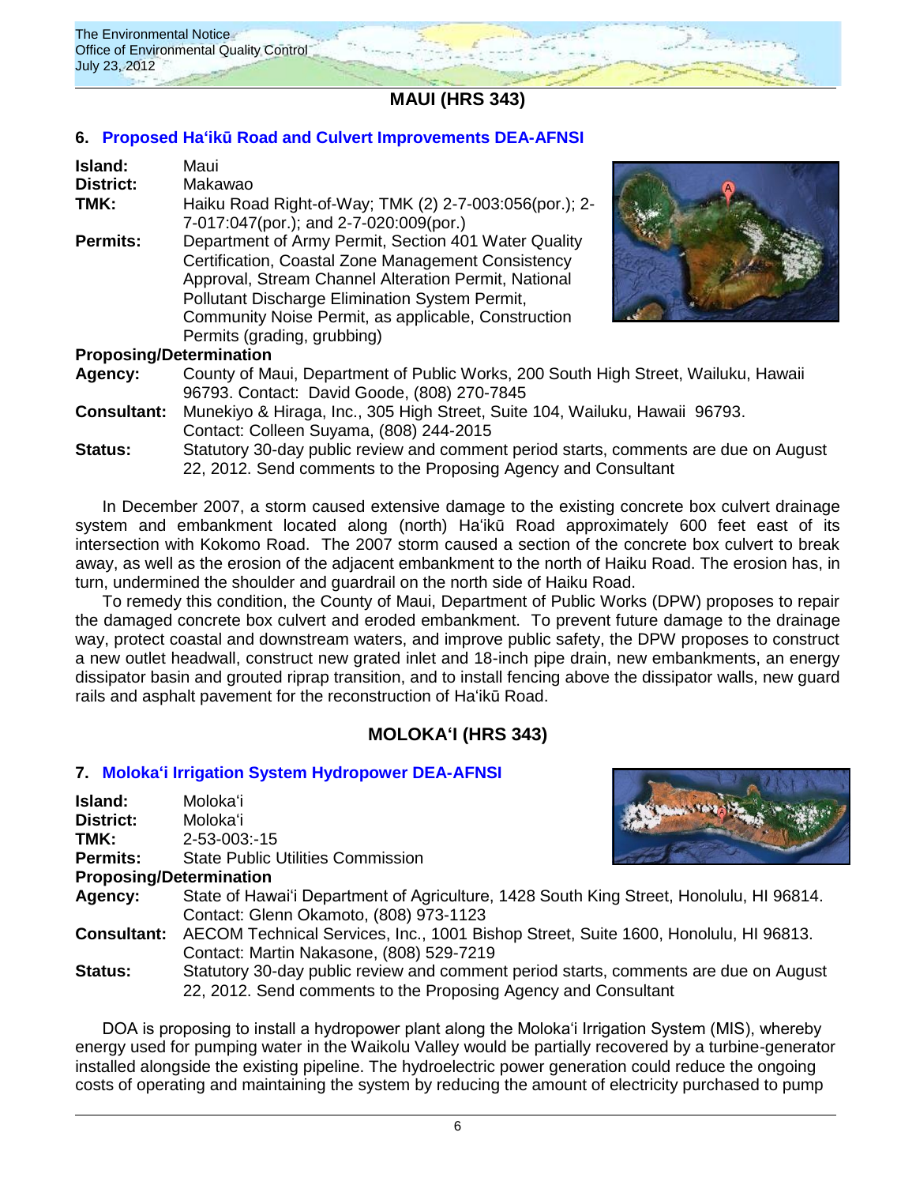## MAUI (HRS 343)

### 6. Proposed Ha'ikū Road and Culvert Improvements DEA-AFNSI

**Island:** Maui
**District:** Makawao
**TMK:** Haiku Road Right-of-Way; TMK (2) 2-7-003:056(por.); 2-7-017:047(por.); and 2-7-020:009(por.)
**Permits:** Department of Army Permit, Section 401 Water Quality Certification, Coastal Zone Management Consistency Approval, Stream Channel Alteration Permit, National Pollutant Discharge Elimination System Permit, Community Noise Permit, as applicable, Construction Permits (grading, grubbing)

**Proposing/Determination**
**Agency:** County of Maui, Department of Public Works, 200 South High Street, Wailuku, Hawaii 96793. Contact: David Goode, (808) 270-7845
**Consultant:** Munekiyo & Hiraga, Inc., 305 High Street, Suite 104, Wailuku, Hawaii 96793. Contact: Colleen Suyama, (808) 244-2015
**Status:** Statutory 30-day public review and comment period starts, comments are due on August 22, 2012. Send comments to the Proposing Agency and Consultant

In December 2007, a storm caused extensive damage to the existing concrete box culvert drainage system and embankment located along (north) Ha'ikū Road approximately 600 feet east of its intersection with Kokomo Road. The 2007 storm caused a section of the concrete box culvert to break away, as well as the erosion of the adjacent embankment to the north of Haiku Road. The erosion has, in turn, undermined the shoulder and guardrail on the north side of Haiku Road.

To remedy this condition, the County of Maui, Department of Public Works (DPW) proposes to repair the damaged concrete box culvert and eroded embankment. To prevent future damage to the drainage way, protect coastal and downstream waters, and improve public safety, the DPW proposes to construct a new outlet headwall, construct new grated inlet and 18-inch pipe drain, new embankments, an energy dissipator basin and grouted riprap transition, and to install fencing above the dissipator walls, new guard rails and asphalt pavement for the reconstruction of Ha'ikū Road.

## MOLOKA'I (HRS 343)

### 7. Moloka'i Irrigation System Hydropower DEA-AFNSI

**Island:** Moloka'i
**District:** Moloka'i
**TMK:** 2-53-003:-15
**Permits:** State Public Utilities Commission

**Proposing/Determination**
**Agency:** State of Hawai'i Department of Agriculture, 1428 South King Street, Honolulu, HI 96814. Contact: Glenn Okamoto, (808) 973-1123
**Consultant:** AECOM Technical Services, Inc., 1001 Bishop Street, Suite 1600, Honolulu, HI 96813. Contact: Martin Nakasone, (808) 529-7219
**Status:** Statutory 30-day public review and comment period starts, comments are due on August 22, 2012. Send comments to the Proposing Agency and Consultant

DOA is proposing to install a hydropower plant along the Moloka'i Irrigation System (MIS), whereby energy used for pumping water in the Waikolu Valley would be partially recovered by a turbine-generator installed alongside the existing pipeline. The hydroelectric power generation could reduce the ongoing costs of operating and maintaining the system by reducing the amount of electricity purchased to pump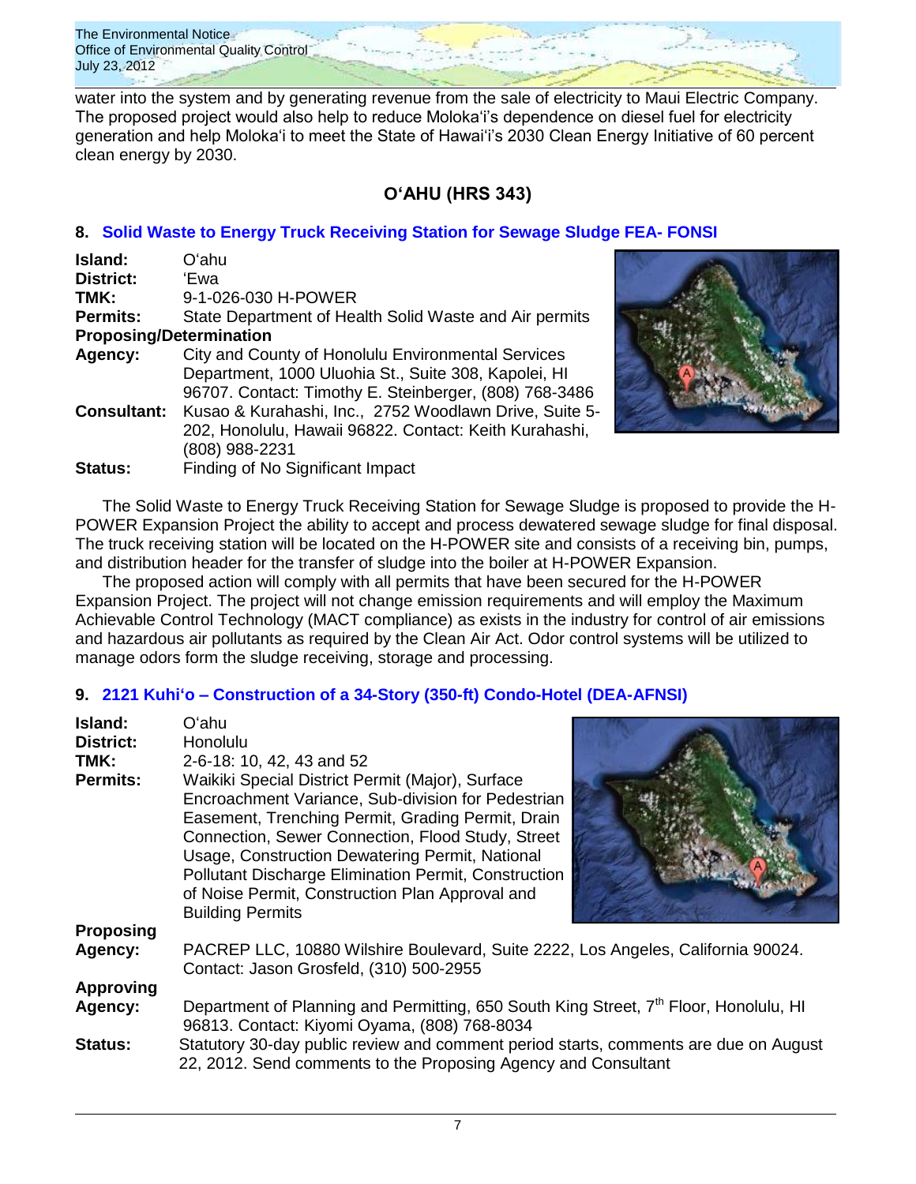water into the system and by generating revenue from the sale of electricity to Maui Electric Company. The proposed project would also help to reduce Moloka'i's dependence on diesel fuel for electricity generation and help Moloka'i to meet the State of Hawai'i's 2030 Clean Energy Initiative of 60 percent clean energy by 2030.

## O'AHU (HRS 343)

### 8. Solid Waste to Energy Truck Receiving Station for Sewage Sludge FEA- FONSI

**Island:** O'ahu
**District:** 'Ewa
**TMK:** 9-1-026-030 H-POWER
**Permits:** State Department of Health Solid Waste and Air permits
**Proposing/Determination Agency:** City and County of Honolulu Environmental Services Department, 1000 Uluohia St., Suite 308, Kapolei, HI 96707. Contact: Timothy E. Steinberger, (808) 768-3486
**Consultant:** Kusao & Kurahashi, Inc., 2752 Woodlawn Drive, Suite 5-202, Honolulu, Hawaii 96822. Contact: Keith Kurahashi, (808) 988-2231
**Status:** Finding of No Significant Impact

The Solid Waste to Energy Truck Receiving Station for Sewage Sludge is proposed to provide the H-POWER Expansion Project the ability to accept and process dewatered sewage sludge for final disposal. The truck receiving station will be located on the H-POWER site and consists of a receiving bin, pumps, and distribution header for the transfer of sludge into the boiler at H-POWER Expansion.

The proposed action will comply with all permits that have been secured for the H-POWER Expansion Project. The project will not change emission requirements and will employ the Maximum Achievable Control Technology (MACT compliance) as exists in the industry for control of air emissions and hazardous air pollutants as required by the Clean Air Act. Odor control systems will be utilized to manage odors form the sludge receiving, storage and processing.

### 9. 2121 Kuhi'o – Construction of a 34-Story (350-ft) Condo-Hotel (DEA-AFNSI)

**Island:** O'ahu
**District:** Honolulu
**TMK:** 2-6-18: 10, 42, 43 and 52
**Permits:** Waikiki Special District Permit (Major), Surface Encroachment Variance, Sub-division for Pedestrian Easement, Trenching Permit, Grading Permit, Drain Connection, Sewer Connection, Flood Study, Street Usage, Construction Dewatering Permit, National Pollutant Discharge Elimination Permit, Construction of Noise Permit, Construction Plan Approval and Building Permits
**Proposing Agency:** PACREP LLC, 10880 Wilshire Boulevard, Suite 2222, Los Angeles, California 90024. Contact: Jason Grosfeld, (310) 500-2955
**Approving Agency:** Department of Planning and Permitting, 650 South King Street, 7th Floor, Honolulu, HI 96813. Contact: Kiyomi Oyama, (808) 768-8034
**Status:** Statutory 30-day public review and comment period starts, comments are due on August 22, 2012. Send comments to the Proposing Agency and Consultant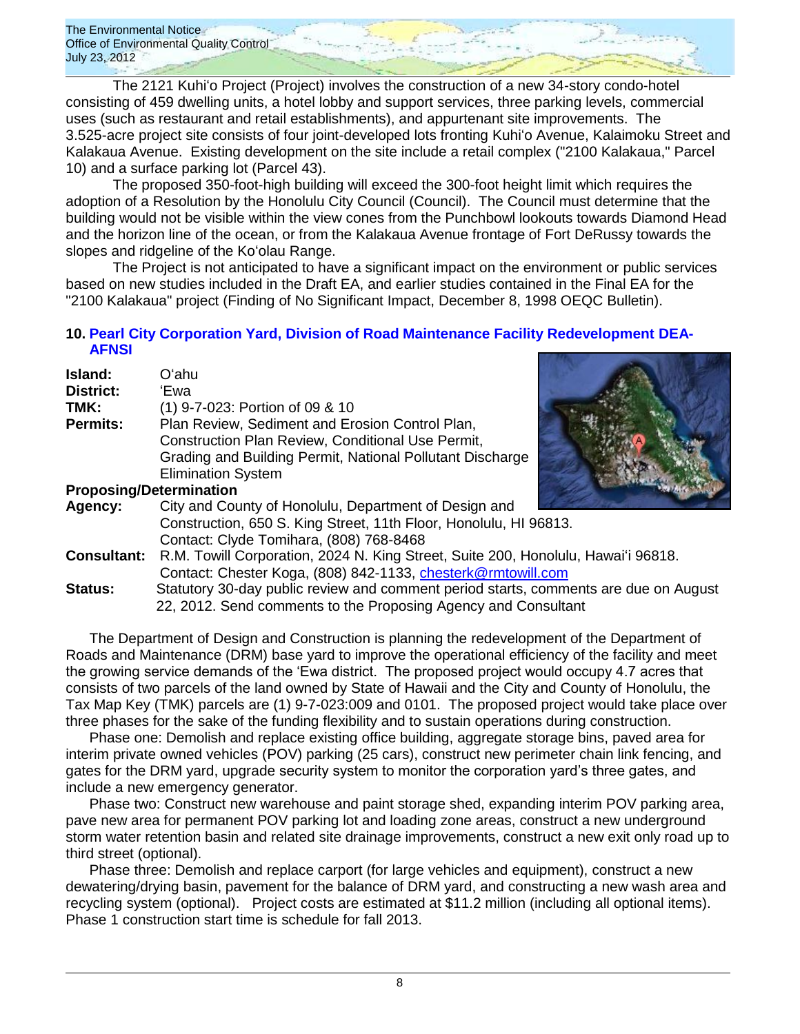The 2121 Kuhi'o Project (Project) involves the construction of a new 34-story condo-hotel consisting of 459 dwelling units, a hotel lobby and support services, three parking levels, commercial uses (such as restaurant and retail establishments), and appurtenant site improvements. The 3.525-acre project site consists of four joint-developed lots fronting Kuhi'o Avenue, Kalaimoku Street and Kalakaua Avenue. Existing development on the site include a retail complex ("2100 Kalakaua," Parcel 10) and a surface parking lot (Parcel 43).

The proposed 350-foot-high building will exceed the 300-foot height limit which requires the adoption of a Resolution by the Honolulu City Council (Council). The Council must determine that the building would not be visible within the view cones from the Punchbowl lookouts towards Diamond Head and the horizon line of the ocean, or from the Kalakaua Avenue frontage of Fort DeRussy towards the slopes and ridgeline of the Ko'olau Range.

The Project is not anticipated to have a significant impact on the environment or public services based on new studies included in the Draft EA, and earlier studies contained in the Final EA for the "2100 Kalakaua" project (Finding of No Significant Impact, December 8, 1998 OEQC Bulletin).

### 10. Pearl City Corporation Yard, Division of Road Maintenance Facility Redevelopment DEA-AFNSI

**Island:** O'ahu
**District:** 'Ewa
**TMK:** (1) 9-7-023: Portion of 09 & 10
**Permits:** Plan Review, Sediment and Erosion Control Plan, Construction Plan Review, Conditional Use Permit, Grading and Building Permit, National Pollutant Discharge Elimination System

**Proposing/Determination**
**Agency:** City and County of Honolulu, Department of Design and Construction, 650 S. King Street, 11th Floor, Honolulu, HI 96813. Contact: Clyde Tomihara, (808) 768-8468
**Consultant:** R.M. Towill Corporation, 2024 N. King Street, Suite 200, Honolulu, Hawai'i 96818. Contact: Chester Koga, (808) 842-1133, chesterk@rmtowill.com
**Status:** Statutory 30-day public review and comment period starts, comments are due on August 22, 2012. Send comments to the Proposing Agency and Consultant

The Department of Design and Construction is planning the redevelopment of the Department of Roads and Maintenance (DRM) base yard to improve the operational efficiency of the facility and meet the growing service demands of the 'Ewa district. The proposed project would occupy 4.7 acres that consists of two parcels of the land owned by State of Hawaii and the City and County of Honolulu, the Tax Map Key (TMK) parcels are (1) 9-7-023:009 and 0101. The proposed project would take place over three phases for the sake of the funding flexibility and to sustain operations during construction.

Phase one: Demolish and replace existing office building, aggregate storage bins, paved area for interim private owned vehicles (POV) parking (25 cars), construct new perimeter chain link fencing, and gates for the DRM yard, upgrade security system to monitor the corporation yard's three gates, and include a new emergency generator.

Phase two: Construct new warehouse and paint storage shed, expanding interim POV parking area, pave new area for permanent POV parking lot and loading zone areas, construct a new underground storm water retention basin and related site drainage improvements, construct a new exit only road up to third street (optional).

Phase three: Demolish and replace carport (for large vehicles and equipment), construct a new dewatering/drying basin, pavement for the balance of DRM yard, and constructing a new wash area and recycling system (optional). Project costs are estimated at $11.2 million (including all optional items). Phase 1 construction start time is schedule for fall 2013.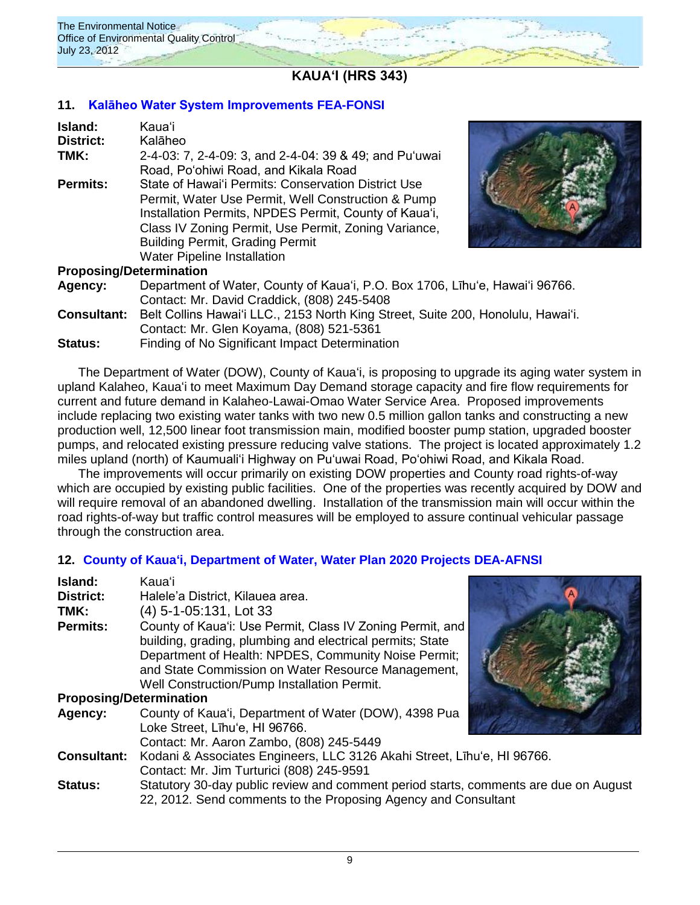## KAUAʻI (HRS 343)

### 11. Kalāheo Water System Improvements FEA-FONSI

**Island:** Kauaʻi
**District:** Kalāheo
**TMK:** 2-4-03: 7, 2-4-09: 3, and 2-4-04: 39 & 49; and Puʻuwai Road, Poʻohiwi Road, and Kikala Road
**Permits:** State of Hawaiʻi Permits: Conservation District Use Permit, Water Use Permit, Well Construction & Pump Installation Permits, NPDES Permit, County of Kauaʻi, Class IV Zoning Permit, Use Permit, Zoning Variance, Building Permit, Grading Permit
Water Pipeline Installation
**Proposing/Determination**
**Agency:** Department of Water, County of Kauaʻi, P.O. Box 1706, Līhuʻe, Hawaiʻi 96766. Contact: Mr. David Craddick, (808) 245-5408
**Consultant:** Belt Collins Hawaiʻi LLC., 2153 North King Street, Suite 200, Honolulu, Hawaiʻi. Contact: Mr. Glen Koyama, (808) 521-5361
**Status:** Finding of No Significant Impact Determination

The Department of Water (DOW), County of Kauaʻi, is proposing to upgrade its aging water system in upland Kalaheo, Kauaʻi to meet Maximum Day Demand storage capacity and fire flow requirements for current and future demand in Kalaheo-Lawai-Omao Water Service Area. Proposed improvements include replacing two existing water tanks with two new 0.5 million gallon tanks and constructing a new production well, 12,500 linear foot transmission main, modified booster pump station, upgraded booster pumps, and relocated existing pressure reducing valve stations. The project is located approximately 1.2 miles upland (north) of Kaumualiʻi Highway on Puʻuwai Road, Poʻohiwi Road, and Kikala Road.

The improvements will occur primarily on existing DOW properties and County road rights-of-way which are occupied by existing public facilities. One of the properties was recently acquired by DOW and will require removal of an abandoned dwelling. Installation of the transmission main will occur within the road rights-of-way but traffic control measures will be employed to assure continual vehicular passage through the construction area.

### 12. County of Kauaʻi, Department of Water, Water Plan 2020 Projects DEA-AFNSI

**Island:** Kauaʻi
**District:** Haleleʻa District, Kilauea area.
**TMK:** (4) 5-1-05:131, Lot 33
**Permits:** County of Kauaʻi: Use Permit, Class IV Zoning Permit, and building, grading, plumbing and electrical permits; State Department of Health: NPDES, Community Noise Permit; and State Commission on Water Resource Management, Well Construction/Pump Installation Permit.
**Proposing/Determination**
**Agency:** County of Kauaʻi, Department of Water (DOW), 4398 Pua Loke Street, Līhuʻe, HI 96766. Contact: Mr. Aaron Zambo, (808) 245-5449
**Consultant:** Kodani & Associates Engineers, LLC 3126 Akahi Street, Līhuʻe, HI 96766. Contact: Mr. Jim Turturici (808) 245-9591
**Status:** Statutory 30-day public review and comment period starts, comments are due on August 22, 2012. Send comments to the Proposing Agency and Consultant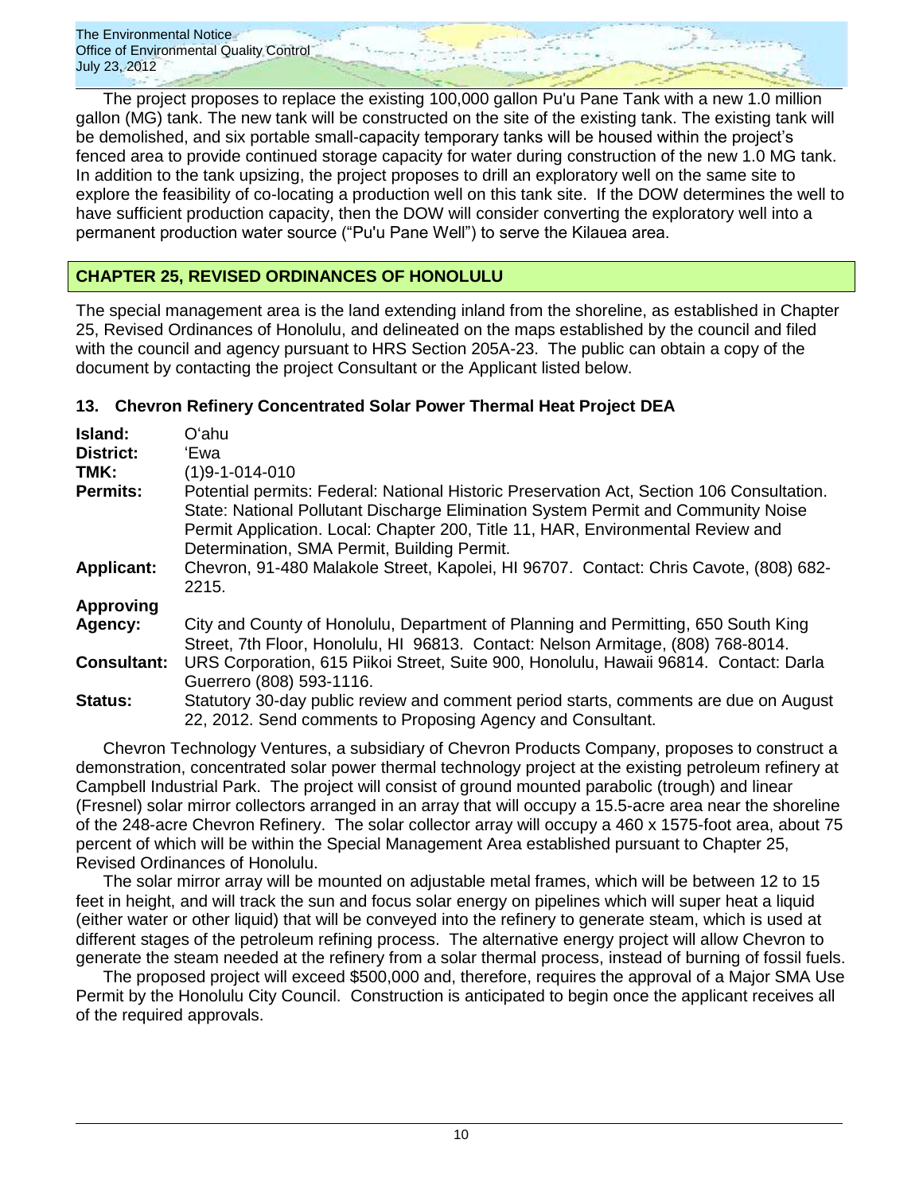The project proposes to replace the existing 100,000 gallon Pu'u Pane Tank with a new 1.0 million gallon (MG) tank. The new tank will be constructed on the site of the existing tank. The existing tank will be demolished, and six portable small-capacity temporary tanks will be housed within the project's fenced area to provide continued storage capacity for water during construction of the new 1.0 MG tank. In addition to the tank upsizing, the project proposes to drill an exploratory well on the same site to explore the feasibility of co-locating a production well on this tank site. If the DOW determines the well to have sufficient production capacity, then the DOW will consider converting the exploratory well into a permanent production water source ("Pu'u Pane Well") to serve the Kilauea area.

## CHAPTER 25, REVISED ORDINANCES OF HONOLULU

The special management area is the land extending inland from the shoreline, as established in Chapter 25, Revised Ordinances of Honolulu, and delineated on the maps established by the council and filed with the council and agency pursuant to HRS Section 205A-23. The public can obtain a copy of the document by contacting the project Consultant or the Applicant listed below.

### 13. Chevron Refinery Concentrated Solar Power Thermal Heat Project DEA

| | |
|---|---|
| **Island:** | O'ahu |
| **District:** | 'Ewa |
| **TMK:** | (1)9-1-014-010 |
| **Permits:** | Potential permits: Federal: National Historic Preservation Act, Section 106 Consultation. State: National Pollutant Discharge Elimination System Permit and Community Noise Permit Application. Local: Chapter 200, Title 11, HAR, Environmental Review and Determination, SMA Permit, Building Permit. |
| **Applicant:** | Chevron, 91-480 Malakole Street, Kapolei, HI 96707. Contact: Chris Cavote, (808) 682-2215. |
| **Approving Agency:** | City and County of Honolulu, Department of Planning and Permitting, 650 South King Street, 7th Floor, Honolulu, HI 96813. Contact: Nelson Armitage, (808) 768-8014. |
| **Consultant:** | URS Corporation, 615 Piikoi Street, Suite 900, Honolulu, Hawaii 96814. Contact: Darla Guerrero (808) 593-1116. |
| **Status:** | Statutory 30-day public review and comment period starts, comments are due on August 22, 2012. Send comments to Proposing Agency and Consultant. |

Chevron Technology Ventures, a subsidiary of Chevron Products Company, proposes to construct a demonstration, concentrated solar power thermal technology project at the existing petroleum refinery at Campbell Industrial Park. The project will consist of ground mounted parabolic (trough) and linear (Fresnel) solar mirror collectors arranged in an array that will occupy a 15.5-acre area near the shoreline of the 248-acre Chevron Refinery. The solar collector array will occupy a 460 x 1575-foot area, about 75 percent of which will be within the Special Management Area established pursuant to Chapter 25, Revised Ordinances of Honolulu.

The solar mirror array will be mounted on adjustable metal frames, which will be between 12 to 15 feet in height, and will track the sun and focus solar energy on pipelines which will super heat a liquid (either water or other liquid) that will be conveyed into the refinery to generate steam, which is used at different stages of the petroleum refining process. The alternative energy project will allow Chevron to generate the steam needed at the refinery from a solar thermal process, instead of burning of fossil fuels.

The proposed project will exceed $500,000 and, therefore, requires the approval of a Major SMA Use Permit by the Honolulu City Council. Construction is anticipated to begin once the applicant receives all of the required approvals.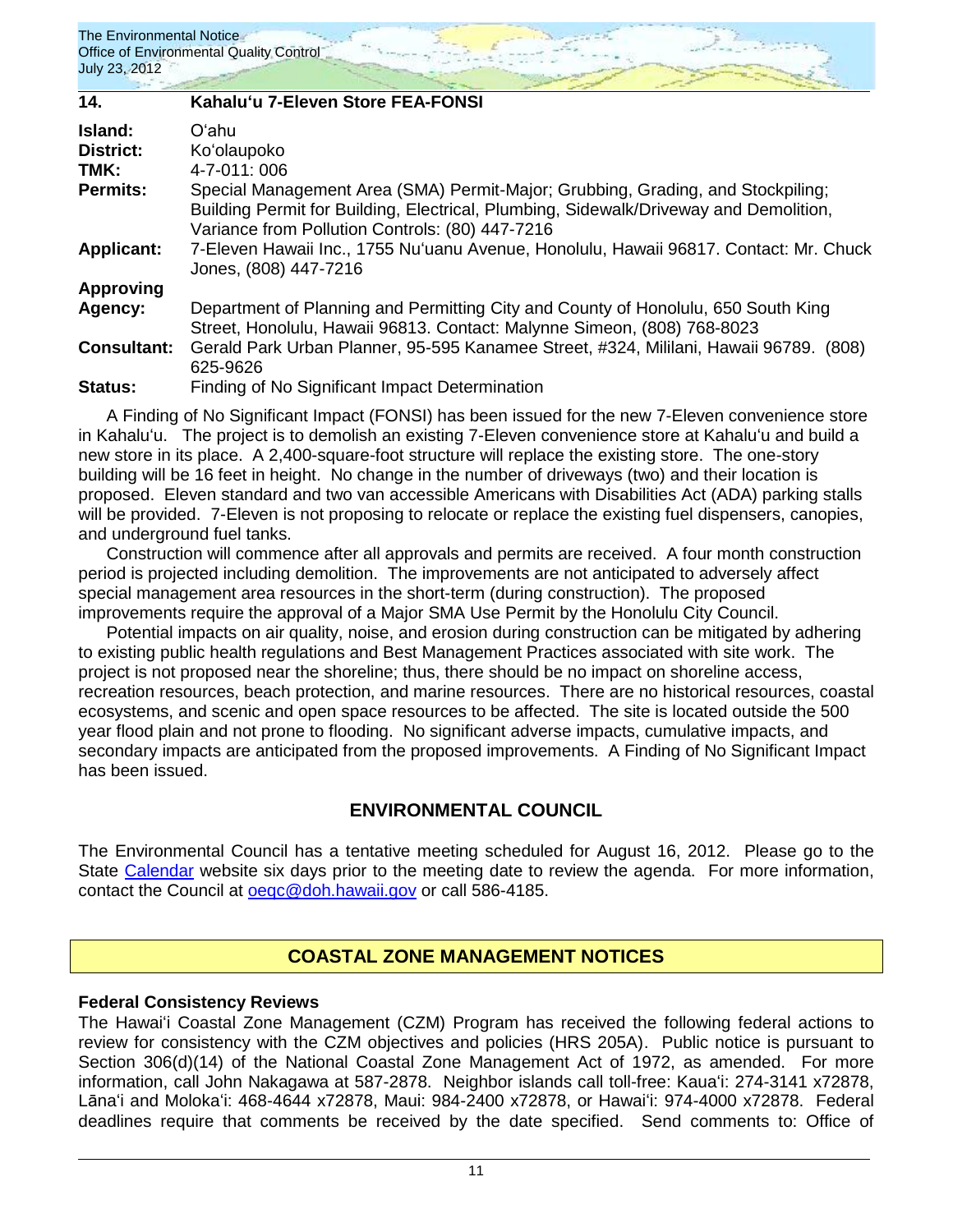## 14. Kahaluʻu 7-Eleven Store FEA-FONSI

**Island:** Oʻahu
**District:** Koʻolaupoko
**TMK:** 4-7-011: 006
**Permits:** Special Management Area (SMA) Permit-Major; Grubbing, Grading, and Stockpiling; Building Permit for Building, Electrical, Plumbing, Sidewalk/Driveway and Demolition, Variance from Pollution Controls: (80) 447-7216
**Applicant:** 7-Eleven Hawaii Inc., 1755 Nuʻuanu Avenue, Honolulu, Hawaii 96817. Contact: Mr. Chuck Jones, (808) 447-7216
**Approving Agency:** Department of Planning and Permitting City and County of Honolulu, 650 South King Street, Honolulu, Hawaii 96813. Contact: Malynne Simeon, (808) 768-8023
**Consultant:** Gerald Park Urban Planner, 95-595 Kanamee Street, #324, Mililani, Hawaii 96789. (808) 625-9626
**Status:** Finding of No Significant Impact Determination

A Finding of No Significant Impact (FONSI) has been issued for the new 7-Eleven convenience store in Kahaluʻu. The project is to demolish an existing 7-Eleven convenience store at Kahaluʻu and build a new store in its place. A 2,400-square-foot structure will replace the existing store. The one-story building will be 16 feet in height. No change in the number of driveways (two) and their location is proposed. Eleven standard and two van accessible Americans with Disabilities Act (ADA) parking stalls will be provided. 7-Eleven is not proposing to relocate or replace the existing fuel dispensers, canopies, and underground fuel tanks.

Construction will commence after all approvals and permits are received. A four month construction period is projected including demolition. The improvements are not anticipated to adversely affect special management area resources in the short-term (during construction). The proposed improvements require the approval of a Major SMA Use Permit by the Honolulu City Council.

Potential impacts on air quality, noise, and erosion during construction can be mitigated by adhering to existing public health regulations and Best Management Practices associated with site work. The project is not proposed near the shoreline; thus, there should be no impact on shoreline access, recreation resources, beach protection, and marine resources. There are no historical resources, coastal ecosystems, and scenic and open space resources to be affected. The site is located outside the 500 year flood plain and not prone to flooding. No significant adverse impacts, cumulative impacts, and secondary impacts are anticipated from the proposed improvements. A Finding of No Significant Impact has been issued.

## ENVIRONMENTAL COUNCIL

The Environmental Council has a tentative meeting scheduled for August 16, 2012. Please go to the State Calendar website six days prior to the meeting date to review the agenda. For more information, contact the Council at oeqc@doh.hawaii.gov or call 586-4185.

## COASTAL ZONE MANAGEMENT NOTICES

### Federal Consistency Reviews

The Hawaiʻi Coastal Zone Management (CZM) Program has received the following federal actions to review for consistency with the CZM objectives and policies (HRS 205A). Public notice is pursuant to Section 306(d)(14) of the National Coastal Zone Management Act of 1972, as amended. For more information, call John Nakagawa at 587-2878. Neighbor islands call toll-free: Kauaʻi: 274-3141 x72878, Lānaʻi and Molokaʻi: 468-4644 x72878, Maui: 984-2400 x72878, or Hawaiʻi: 974-4000 x72878. Federal deadlines require that comments be received by the date specified. Send comments to: Office of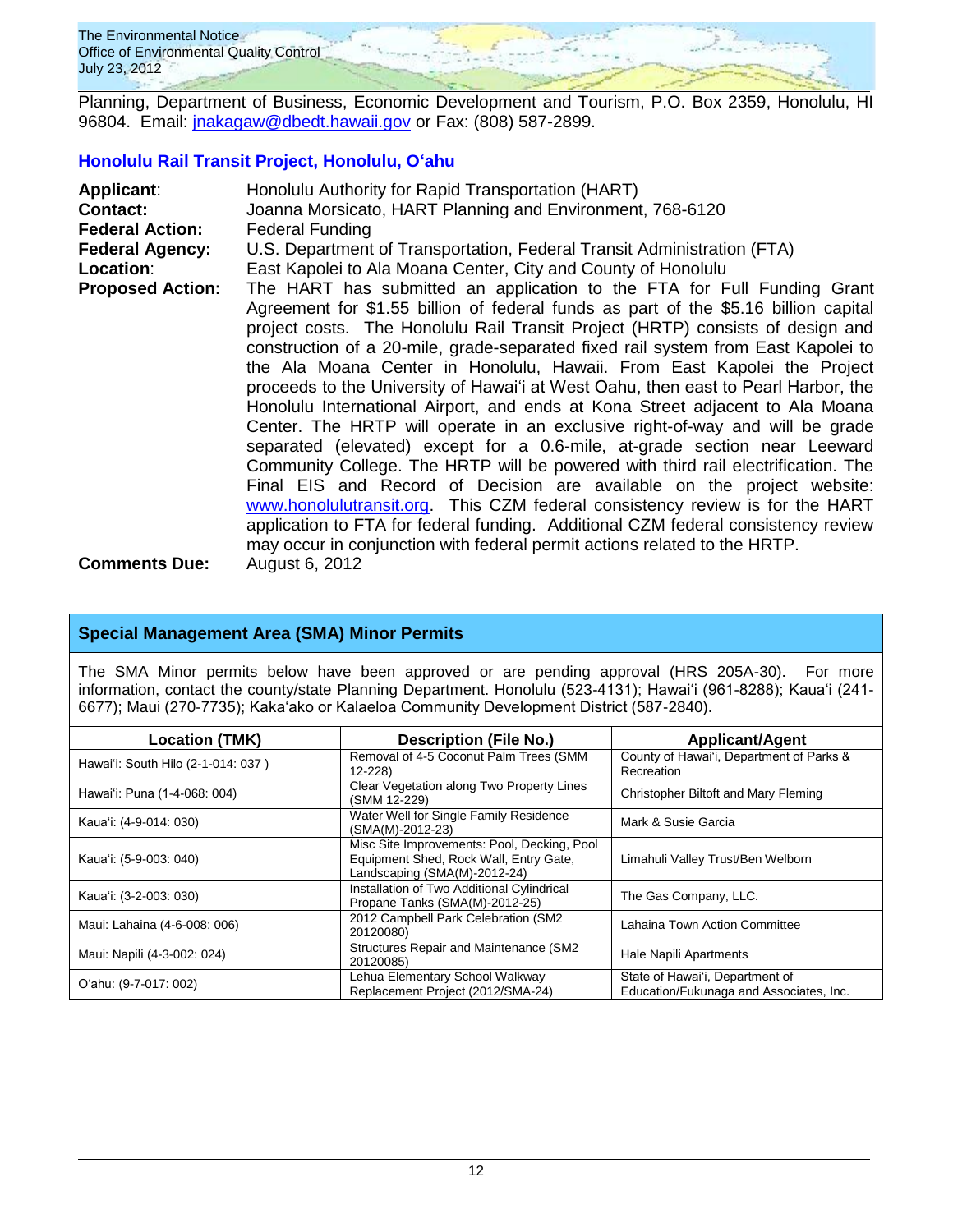Planning, Department of Business, Economic Development and Tourism, P.O. Box 2359, Honolulu, HI 96804. Email: jnakagaw@dbedt.hawaii.gov or Fax: (808) 587-2899.

### Honolulu Rail Transit Project, Honolulu, O'ahu

**Applicant**: Honolulu Authority for Rapid Transportation (HART)

**Contact:** Joanna Morsicato, HART Planning and Environment, 768-6120

**Federal Action:** Federal Funding

**Federal Agency:** U.S. Department of Transportation, Federal Transit Administration (FTA)

**Location**: East Kapolei to Ala Moana Center, City and County of Honolulu

**Proposed Action:** The HART has submitted an application to the FTA for Full Funding Grant Agreement for $1.55 billion of federal funds as part of the $5.16 billion capital project costs. The Honolulu Rail Transit Project (HRTP) consists of design and construction of a 20-mile, grade-separated fixed rail system from East Kapolei to the Ala Moana Center in Honolulu, Hawaii. From East Kapolei the Project proceeds to the University of Hawai'i at West Oahu, then east to Pearl Harbor, the Honolulu International Airport, and ends at Kona Street adjacent to Ala Moana Center. The HRTP will operate in an exclusive right-of-way and will be grade separated (elevated) except for a 0.6-mile, at-grade section near Leeward Community College. The HRTP will be powered with third rail electrification. The Final EIS and Record of Decision are available on the project website: www.honolulutransit.org. This CZM federal consistency review is for the HART application to FTA for federal funding. Additional CZM federal consistency review may occur in conjunction with federal permit actions related to the HRTP.

**Comments Due:** August 6, 2012

## Special Management Area (SMA) Minor Permits

The SMA Minor permits below have been approved or are pending approval (HRS 205A-30). For more information, contact the county/state Planning Department. Honolulu (523-4131); Hawai'i (961-8288); Kaua'i (241-6677); Maui (270-7735); Kaka'ako or Kalaeloa Community Development District (587-2840).

| Location (TMK) | Description (File No.) | Applicant/Agent |
|---|---|---|
| Hawai'i: South Hilo (2-1-014: 037 ) | Removal of 4-5 Coconut Palm Trees (SMM 12-228) | County of Hawai'i, Department of Parks & Recreation |
| Hawai'i: Puna (1-4-068: 004) | Clear Vegetation along Two Property Lines (SMM 12-229) | Christopher Biltoft and Mary Fleming |
| Kaua'i: (4-9-014: 030) | Water Well for Single Family Residence (SMA(M)-2012-23) | Mark & Susie Garcia |
| Kaua'i: (5-9-003: 040) | Misc Site Improvements: Pool, Decking, Pool Equipment Shed, Rock Wall, Entry Gate, Landscaping (SMA(M)-2012-24) | Limahuli Valley Trust/Ben Welborn |
| Kaua'i: (3-2-003: 030) | Installation of Two Additional Cylindrical Propane Tanks (SMA(M)-2012-25) | The Gas Company, LLC. |
| Maui: Lahaina (4-6-008: 006) | 2012 Campbell Park Celebration (SM2 20120080) | Lahaina Town Action Committee |
| Maui: Napili (4-3-002: 024) | Structures Repair and Maintenance (SM2 20120085) | Hale Napili Apartments |
| O'ahu: (9-7-017: 002) | Lehua Elementary School Walkway Replacement Project (2012/SMA-24) | State of Hawai'i, Department of Education/Fukunaga and Associates, Inc. |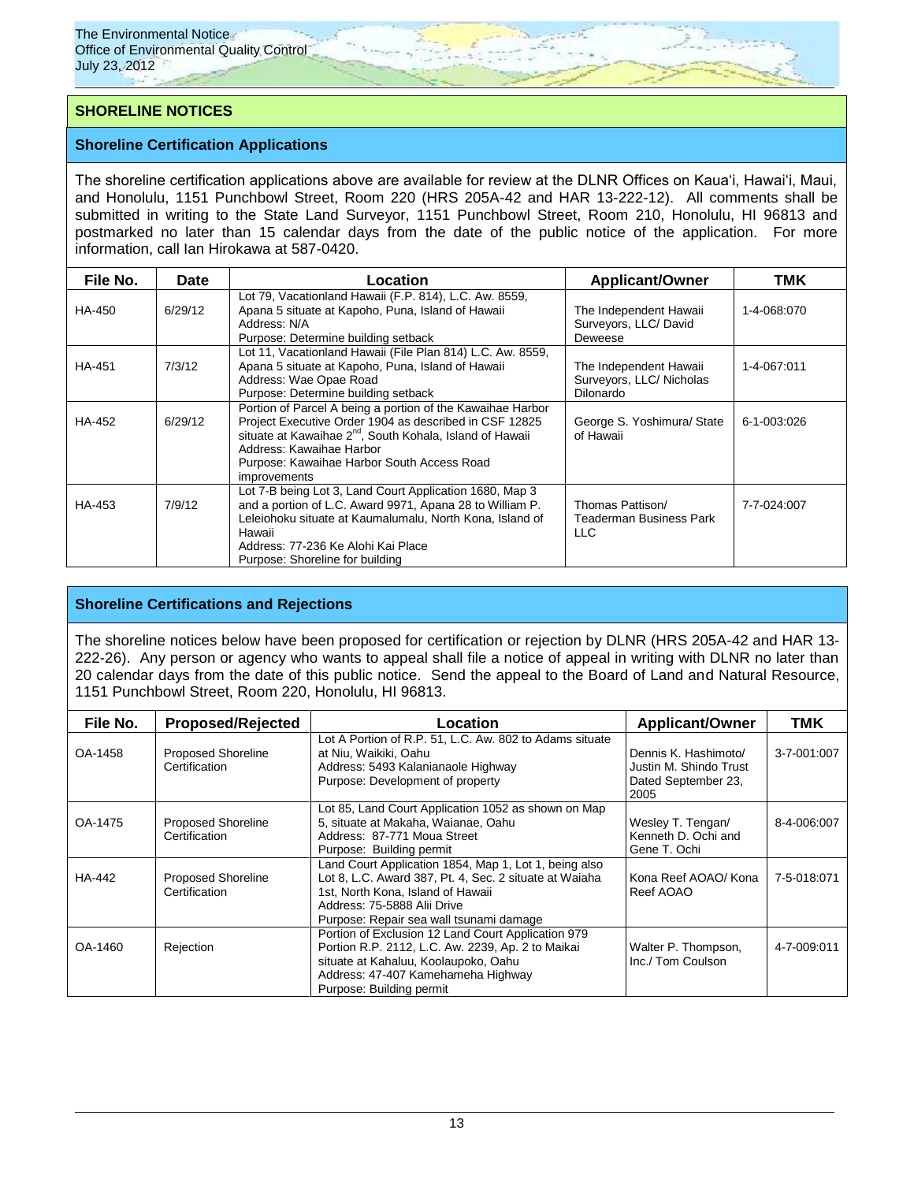## SHORELINE NOTICES

### Shoreline Certification Applications

The shoreline certification applications above are available for review at the DLNR Offices on Kaua'i, Hawai'i, Maui, and Honolulu, 1151 Punchbowl Street, Room 220 (HRS 205A-42 and HAR 13-222-12). All comments shall be submitted in writing to the State Land Surveyor, 1151 Punchbowl Street, Room 210, Honolulu, HI 96813 and postmarked no later than 15 calendar days from the date of the public notice of the application. For more information, call Ian Hirokawa at 587-0420.

| File No. | Date | Location | Applicant/Owner | TMK |
|---|---|---|---|---|
| HA-450 | 6/29/12 | Lot 79, Vacationland Hawaii (F.P. 814), L.C. Aw. 8559, Apana 5 situate at Kapoho, Puna, Island of Hawaii<br>Address: N/A<br>Purpose: Determine building setback | The Independent Hawaii Surveyors, LLC/ David Deweese | 1-4-068:070 |
| HA-451 | 7/3/12 | Lot 11, Vacationland Hawaii (File Plan 814) L.C. Aw. 8559, Apana 5 situate at Kapoho, Puna, Island of Hawaii<br>Address: Wae Opae Road<br>Purpose: Determine building setback | The Independent Hawaii Surveyors, LLC/ Nicholas Dilonardo | 1-4-067:011 |
| HA-452 | 6/29/12 | Portion of Parcel A being a portion of the Kawaihae Harbor Project Executive Order 1904 as described in CSF 12825 situate at Kawaihae 2nd, South Kohala, Island of Hawaii<br>Address: Kawaihae Harbor<br>Purpose: Kawaihae Harbor South Access Road improvements | George S. Yoshimura/ State of Hawaii | 6-1-003:026 |
| HA-453 | 7/9/12 | Lot 7-B being Lot 3, Land Court Application 1680, Map 3 and a portion of L.C. Award 9971, Apana 28 to William P. Leleiohoku situate at Kaumalumalu, North Kona, Island of Hawaii<br>Address: 77-236 Ke Alohi Kai Place<br>Purpose: Shoreline for building | Thomas Pattison/ Teaderman Business Park LLC | 7-7-024:007 |

### Shoreline Certifications and Rejections

The shoreline notices below have been proposed for certification or rejection by DLNR (HRS 205A-42 and HAR 13-222-26). Any person or agency who wants to appeal shall file a notice of appeal in writing with DLNR no later than 20 calendar days from the date of this public notice. Send the appeal to the Board of Land and Natural Resource, 1151 Punchbowl Street, Room 220, Honolulu, HI 96813.

| File No. | Proposed/Rejected | Location | Applicant/Owner | TMK |
|---|---|---|---|---|
| OA-1458 | Proposed Shoreline Certification | Lot A Portion of R.P. 51, L.C. Aw. 802 to Adams situate at Niu, Waikiki, Oahu<br>Address: 5493 Kalanianaole Highway<br>Purpose: Development of property | Dennis K. Hashimoto/ Justin M. Shindo Trust Dated September 23, 2005 | 3-7-001:007 |
| OA-1475 | Proposed Shoreline Certification | Lot 85, Land Court Application 1052 as shown on Map 5, situate at Makaha, Waianae, Oahu<br>Address: 87-771 Moua Street<br>Purpose: Building permit | Wesley T. Tengan/ Kenneth D. Ochi and Gene T. Ochi | 8-4-006:007 |
| HA-442 | Proposed Shoreline Certification | Land Court Application 1854, Map 1, Lot 1, being also Lot 8, L.C. Award 387, Pt. 4, Sec. 2 situate at Waiaha 1st, North Kona, Island of Hawaii<br>Address: 75-5888 Alii Drive<br>Purpose: Repair sea wall tsunami damage | Kona Reef AOAO/ Kona Reef AOAO | 7-5-018:071 |
| OA-1460 | Rejection | Portion of Exclusion 12 Land Court Application 979 Portion R.P. 2112, L.C. Aw. 2239, Ap. 2 to Maikai situate at Kahaluu, Koolaupoko, Oahu<br>Address: 47-407 Kamehameha Highway<br>Purpose: Building permit | Walter P. Thompson, Inc./ Tom Coulson | 4-7-009:011 |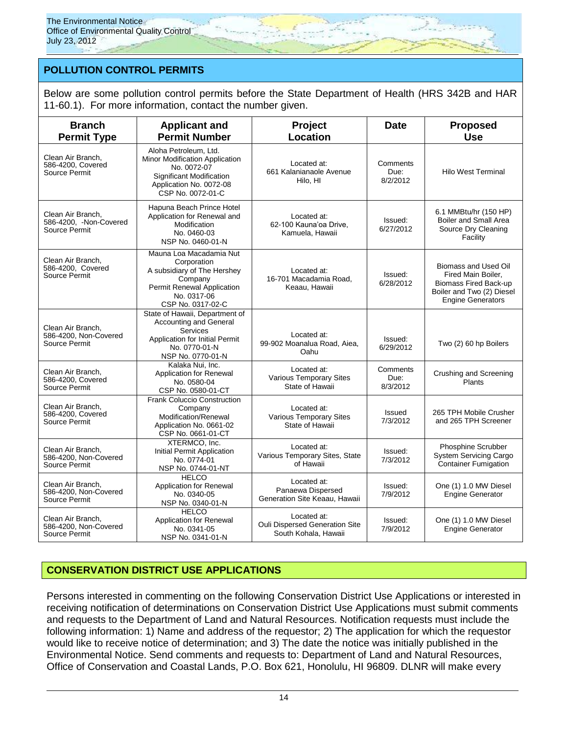## POLLUTION CONTROL PERMITS

Below are some pollution control permits before the State Department of Health (HRS 342B and HAR 11-60.1). For more information, contact the number given.

| Branch Permit Type | Applicant and Permit Number | Project Location | Date | Proposed Use |
|---|---|---|---|---|
| Clean Air Branch, 586-4200, Covered Source Permit | Aloha Petroleum, Ltd. Minor Modification Application No. 0072-07 Significant Modification Application No. 0072-08 CSP No. 0072-01-C | Located at: 661 Kalanianaole Avenue Hilo, HI | Comments Due: 8/2/2012 | Hilo West Terminal |
| Clean Air Branch, 586-4200, -Non-Covered Source Permit | Hapuna Beach Prince Hotel Application for Renewal and Modification No. 0460-03 NSP No. 0460-01-N | Located at: 62-100 Kauna'oa Drive, Kamuela, Hawaii | Issued: 6/27/2012 | 6.1 MMBtu/hr (150 HP) Boiler and Small Area Source Dry Cleaning Facility |
| Clean Air Branch, 586-4200, Covered Source Permit | Mauna Loa Macadamia Nut Corporation A subsidiary of The Hershey Company Permit Renewal Application No. 0317-06 CSP No. 0317-02-C | Located at: 16-701 Macadamia Road, Keaau, Hawaii | Issued: 6/28/2012 | Biomass and Used Oil Fired Main Boiler, Biomass Fired Back-up Boiler and Two (2) Diesel Engine Generators |
| Clean Air Branch, 586-4200, Non-Covered Source Permit | State of Hawaii, Department of Accounting and General Services Application for Initial Permit No. 0770-01-N NSP No. 0770-01-N | Located at: 99-902 Moanalua Road, Aiea, Oahu | Issued: 6/29/2012 | Two (2) 60 hp Boilers |
| Clean Air Branch, 586-4200, Covered Source Permit | Kalaka Nui, Inc. Application for Renewal No. 0580-04 CSP No. 0580-01-CT | Located at: Various Temporary Sites State of Hawaii | Comments Due: 8/3/2012 | Crushing and Screening Plants |
| Clean Air Branch, 586-4200, Covered Source Permit | Frank Coluccio Construction Company Modification/Renewal Application No. 0661-02 CSP No. 0661-01-CT | Located at: Various Temporary Sites State of Hawaii | Issued 7/3/2012 | 265 TPH Mobile Crusher and 265 TPH Screener |
| Clean Air Branch, 586-4200, Non-Covered Source Permit | XTERMCO, Inc. Initial Permit Application No. 0774-01 NSP No. 0744-01-NT | Located at: Various Temporary Sites, State of Hawaii | Issued: 7/3/2012 | Phosphine Scrubber System Servicing Cargo Container Fumigation |
| Clean Air Branch, 586-4200, Non-Covered Source Permit | HELCO Application for Renewal No. 0340-05 NSP No. 0340-01-N | Located at: Panaewa Dispersed Generation Site Keaau, Hawaii | Issued: 7/9/2012 | One (1) 1.0 MW Diesel Engine Generator |
| Clean Air Branch, 586-4200, Non-Covered Source Permit | HELCO Application for Renewal No. 0341-05 NSP No. 0341-01-N | Located at: Ouli Dispersed Generation Site South Kohala, Hawaii | Issued: 7/9/2012 | One (1) 1.0 MW Diesel Engine Generator |

## CONSERVATION DISTRICT USE APPLICATIONS

Persons interested in commenting on the following Conservation District Use Applications or interested in receiving notification of determinations on Conservation District Use Applications must submit comments and requests to the Department of Land and Natural Resources. Notification requests must include the following information: 1) Name and address of the requestor; 2) The application for which the requestor would like to receive notice of determination; and 3) The date the notice was initially published in the Environmental Notice. Send comments and requests to: Department of Land and Natural Resources, Office of Conservation and Coastal Lands, P.O. Box 621, Honolulu, HI 96809. DLNR will make every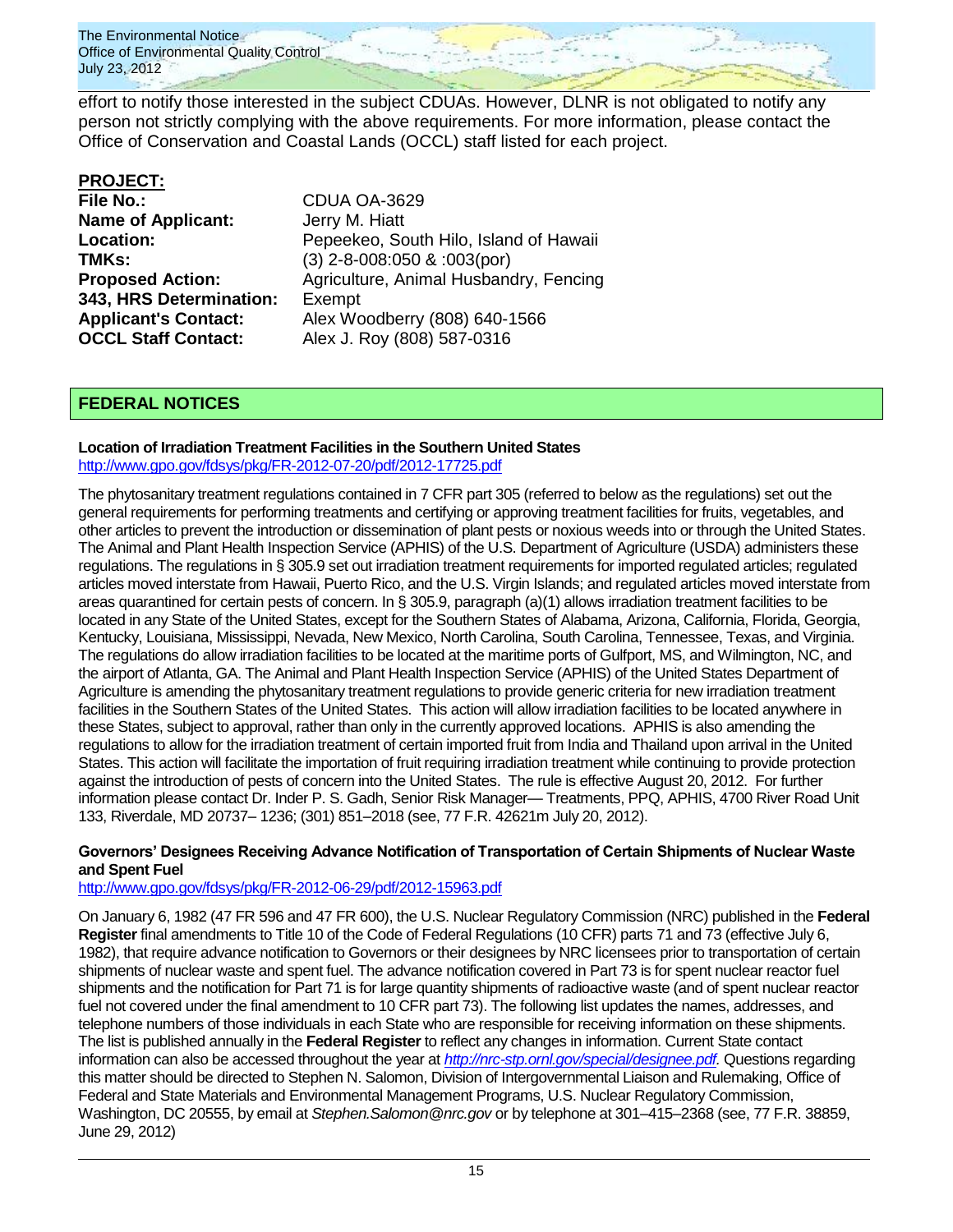effort to notify those interested in the subject CDUAs. However, DLNR is not obligated to notify any person not strictly complying with the above requirements. For more information, please contact the Office of Conservation and Coastal Lands (OCCL) staff listed for each project.

**PROJECT:**

| | |
|---|---|
| **File No.:** | CDUA OA-3629 |
| **Name of Applicant:** | Jerry M. Hiatt |
| **Location:** | Pepeekeo, South Hilo, Island of Hawaii |
| **TMKs:** | (3) 2-8-008:050 & :003(por) |
| **Proposed Action:** | Agriculture, Animal Husbandry, Fencing |
| **343, HRS Determination:** | Exempt |
| **Applicant's Contact:** | Alex Woodberry (808) 640-1566 |
| **OCCL Staff Contact:** | Alex J. Roy (808) 587-0316 |

## FEDERAL NOTICES

### Location of Irradiation Treatment Facilities in the Southern United States

http://www.gpo.gov/fdsys/pkg/FR-2012-07-20/pdf/2012-17725.pdf

The phytosanitary treatment regulations contained in 7 CFR part 305 (referred to below as the regulations) set out the general requirements for performing treatments and certifying or approving treatment facilities for fruits, vegetables, and other articles to prevent the introduction or dissemination of plant pests or noxious weeds into or through the United States. The Animal and Plant Health Inspection Service (APHIS) of the U.S. Department of Agriculture (USDA) administers these regulations. The regulations in § 305.9 set out irradiation treatment requirements for imported regulated articles; regulated articles moved interstate from Hawaii, Puerto Rico, and the U.S. Virgin Islands; and regulated articles moved interstate from areas quarantined for certain pests of concern. In § 305.9, paragraph (a)(1) allows irradiation treatment facilities to be located in any State of the United States, except for the Southern States of Alabama, Arizona, California, Florida, Georgia, Kentucky, Louisiana, Mississippi, Nevada, New Mexico, North Carolina, South Carolina, Tennessee, Texas, and Virginia. The regulations do allow irradiation facilities to be located at the maritime ports of Gulfport, MS, and Wilmington, NC, and the airport of Atlanta, GA. The Animal and Plant Health Inspection Service (APHIS) of the United States Department of Agriculture is amending the phytosanitary treatment regulations to provide generic criteria for new irradiation treatment facilities in the Southern States of the United States. This action will allow irradiation facilities to be located anywhere in these States, subject to approval, rather than only in the currently approved locations. APHIS is also amending the regulations to allow for the irradiation treatment of certain imported fruit from India and Thailand upon arrival in the United States. This action will facilitate the importation of fruit requiring irradiation treatment while continuing to provide protection against the introduction of pests of concern into the United States. The rule is effective August 20, 2012. For further information please contact Dr. Inder P. S. Gadh, Senior Risk Manager— Treatments, PPQ, APHIS, 4700 River Road Unit 133, Riverdale, MD 20737– 1236; (301) 851–2018 (see, 77 F.R. 42621m July 20, 2012).

### Governors' Designees Receiving Advance Notification of Transportation of Certain Shipments of Nuclear Waste and Spent Fuel

http://www.gpo.gov/fdsys/pkg/FR-2012-06-29/pdf/2012-15963.pdf

On January 6, 1982 (47 FR 596 and 47 FR 600), the U.S. Nuclear Regulatory Commission (NRC) published in the **Federal Register** final amendments to Title 10 of the Code of Federal Regulations (10 CFR) parts 71 and 73 (effective July 6, 1982), that require advance notification to Governors or their designees by NRC licensees prior to transportation of certain shipments of nuclear waste and spent fuel. The advance notification covered in Part 73 is for spent nuclear reactor fuel shipments and the notification for Part 71 is for large quantity shipments of radioactive waste (and of spent nuclear reactor fuel not covered under the final amendment to 10 CFR part 73). The following list updates the names, addresses, and telephone numbers of those individuals in each State who are responsible for receiving information on these shipments. The list is published annually in the **Federal Register** to reflect any changes in information. Current State contact information can also be accessed throughout the year at *http://nrc-stp.ornl.gov/special/designee.pdf.* Questions regarding this matter should be directed to Stephen N. Salomon, Division of Intergovernmental Liaison and Rulemaking, Office of Federal and State Materials and Environmental Management Programs, U.S. Nuclear Regulatory Commission, Washington, DC 20555, by email at *Stephen.Salomon@nrc.gov* or by telephone at 301–415–2368 (see, 77 F.R. 38859, June 29, 2012)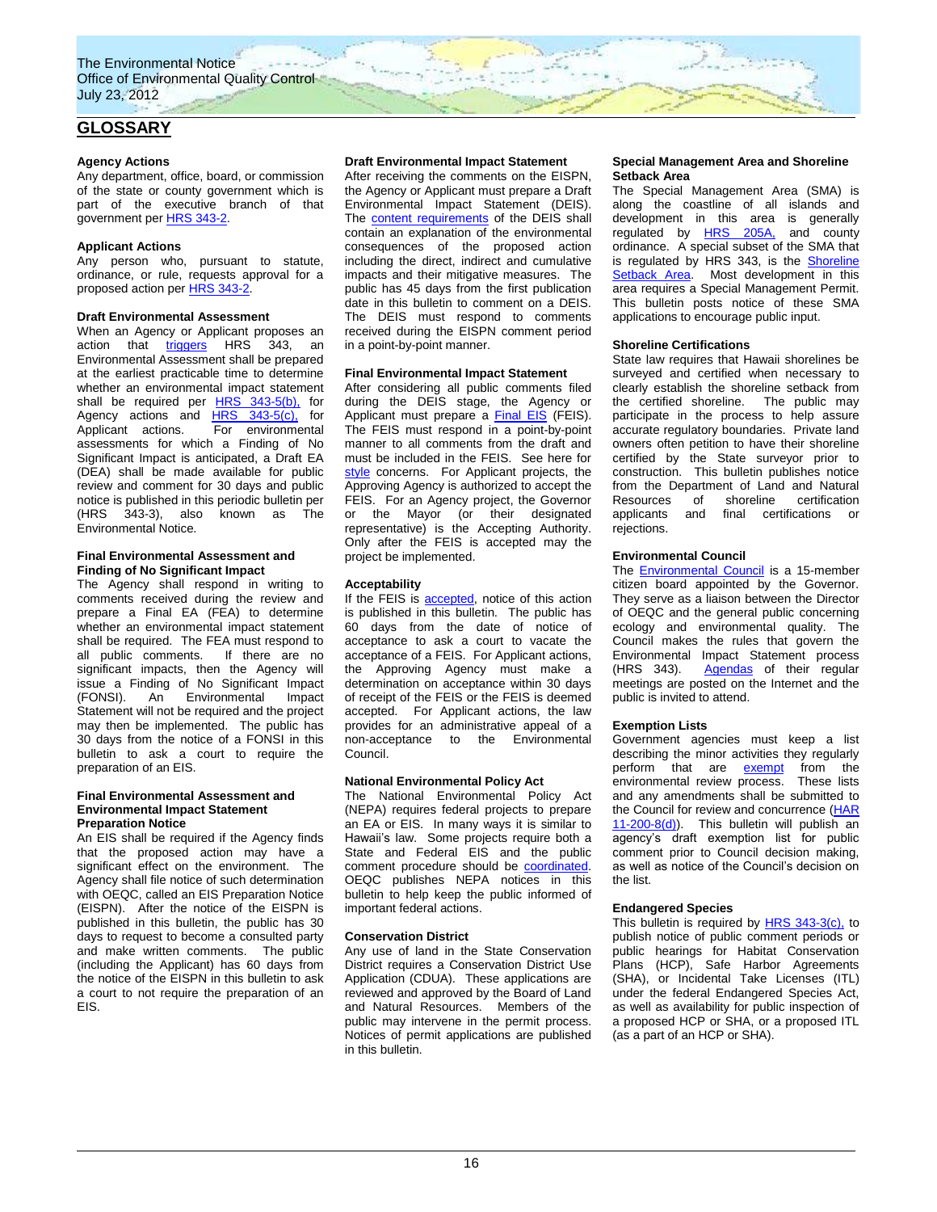## GLOSSARY

### Agency Actions

Any department, office, board, or commission of the state or county government which is part of the executive branch of that government per HRS 343-2.

### Applicant Actions

Any person who, pursuant to statute, ordinance, or rule, requests approval for a proposed action per HRS 343-2.

### Draft Environmental Assessment

When an Agency or Applicant proposes an action that triggers HRS 343, an Environmental Assessment shall be prepared at the earliest practicable time to determine whether an environmental impact statement shall be required per HRS 343-5(b), for Agency actions and HRS 343-5(c), for Applicant actions. For environmental assessments for which a Finding of No Significant Impact is anticipated, a Draft EA (DEA) shall be made available for public review and comment for 30 days and public notice is published in this periodic bulletin per (HRS 343-3), also known as The Environmental Notice.

### Final Environmental Assessment and Finding of No Significant Impact

The Agency shall respond in writing to comments received during the review and prepare a Final EA (FEA) to determine whether an environmental impact statement shall be required. The FEA must respond to all public comments. If there are no significant impacts, then the Agency will issue a Finding of No Significant Impact (FONSI). An Environmental Impact Statement will not be required and the project may then be implemented. The public has 30 days from the notice of a FONSI in this bulletin to ask a court to require the preparation of an EIS.

### Final Environmental Assessment and Environmental Impact Statement Preparation Notice

An EIS shall be required if the Agency finds that the proposed action may have a significant effect on the environment. The Agency shall file notice of such determination with OEQC, called an EIS Preparation Notice (EISPN). After the notice of the EISPN is published in this bulletin, the public has 30 days to request to become a consulted party and make written comments. The public (including the Applicant) has 60 days from the notice of the EISPN in this bulletin to ask a court to not require the preparation of an EIS.

### Draft Environmental Impact Statement

After receiving the comments on the EISPN, the Agency or Applicant must prepare a Draft Environmental Impact Statement (DEIS). The content requirements of the DEIS shall contain an explanation of the environmental consequences of the proposed action including the direct, indirect and cumulative impacts and their mitigative measures. The public has 45 days from the first publication date in this bulletin to comment on a DEIS. The DEIS must respond to comments received during the EISPN comment period in a point-by-point manner.

### Final Environmental Impact Statement

After considering all public comments filed during the DEIS stage, the Agency or Applicant must prepare a Final EIS (FEIS). The FEIS must respond in a point-by-point manner to all comments from the draft and must be included in the FEIS. See here for style concerns. For Applicant projects, the Approving Agency is authorized to accept the FEIS. For an Agency project, the Governor or the Mayor (or their designated representative) is the Accepting Authority. Only after the FEIS is accepted may the project be implemented.

### Acceptability

If the FEIS is accepted, notice of this action is published in this bulletin. The public has 60 days from the date of notice of acceptance to ask a court to vacate the acceptance of a FEIS. For Applicant actions, the Approving Agency must make a determination on acceptance within 30 days of receipt of the FEIS or the FEIS is deemed accepted. For Applicant actions, the law provides for an administrative appeal of a non-acceptance to the Environmental Council.

### National Environmental Policy Act

The National Environmental Policy Act (NEPA) requires federal projects to prepare an EA or EIS. In many ways it is similar to Hawaii's law. Some projects require both a State and Federal EIS and the public comment procedure should be coordinated. OEQC publishes NEPA notices in this bulletin to help keep the public informed of important federal actions.

### Conservation District

Any use of land in the State Conservation District requires a Conservation District Use Application (CDUA). These applications are reviewed and approved by the Board of Land and Natural Resources. Members of the public may intervene in the permit process. Notices of permit applications are published in this bulletin.

### Special Management Area and Shoreline Setback Area

The Special Management Area (SMA) is along the coastline of all islands and development in this area is generally regulated by HRS 205A, and county ordinance. A special subset of the SMA that is regulated by HRS 343, is the Shoreline Setback Area. Most development in this area requires a Special Management Permit. This bulletin posts notice of these SMA applications to encourage public input.

### Shoreline Certifications

State law requires that Hawaii shorelines be surveyed and certified when necessary to clearly establish the shoreline setback from the certified shoreline. The public may participate in the process to help assure accurate regulatory boundaries. Private land owners often petition to have their shoreline certified by the State surveyor prior to construction. This bulletin publishes notice from the Department of Land and Natural Resources of shoreline certification applicants and final certifications or rejections.

### Environmental Council

The Environmental Council is a 15-member citizen board appointed by the Governor. They serve as a liaison between the Director of OEQC and the general public concerning ecology and environmental quality. The Council makes the rules that govern the Environmental Impact Statement process (HRS 343). Agendas of their regular meetings are posted on the Internet and the public is invited to attend.

### Exemption Lists

Government agencies must keep a list describing the minor activities they regularly perform that are exempt from the environmental review process. These lists and any amendments shall be submitted to the Council for review and concurrence (HAR 11-200-8(d)). This bulletin will publish an agency's draft exemption list for public comment prior to Council decision making, as well as notice of the Council's decision on the list.

### Endangered Species

This bulletin is required by HRS 343-3(c), to publish notice of public comment periods or public hearings for Habitat Conservation Plans (HCP), Safe Harbor Agreements (SHA), or Incidental Take Licenses (ITL) under the federal Endangered Species Act, as well as availability for public inspection of a proposed HCP or SHA, or a proposed ITL (as a part of an HCP or SHA).